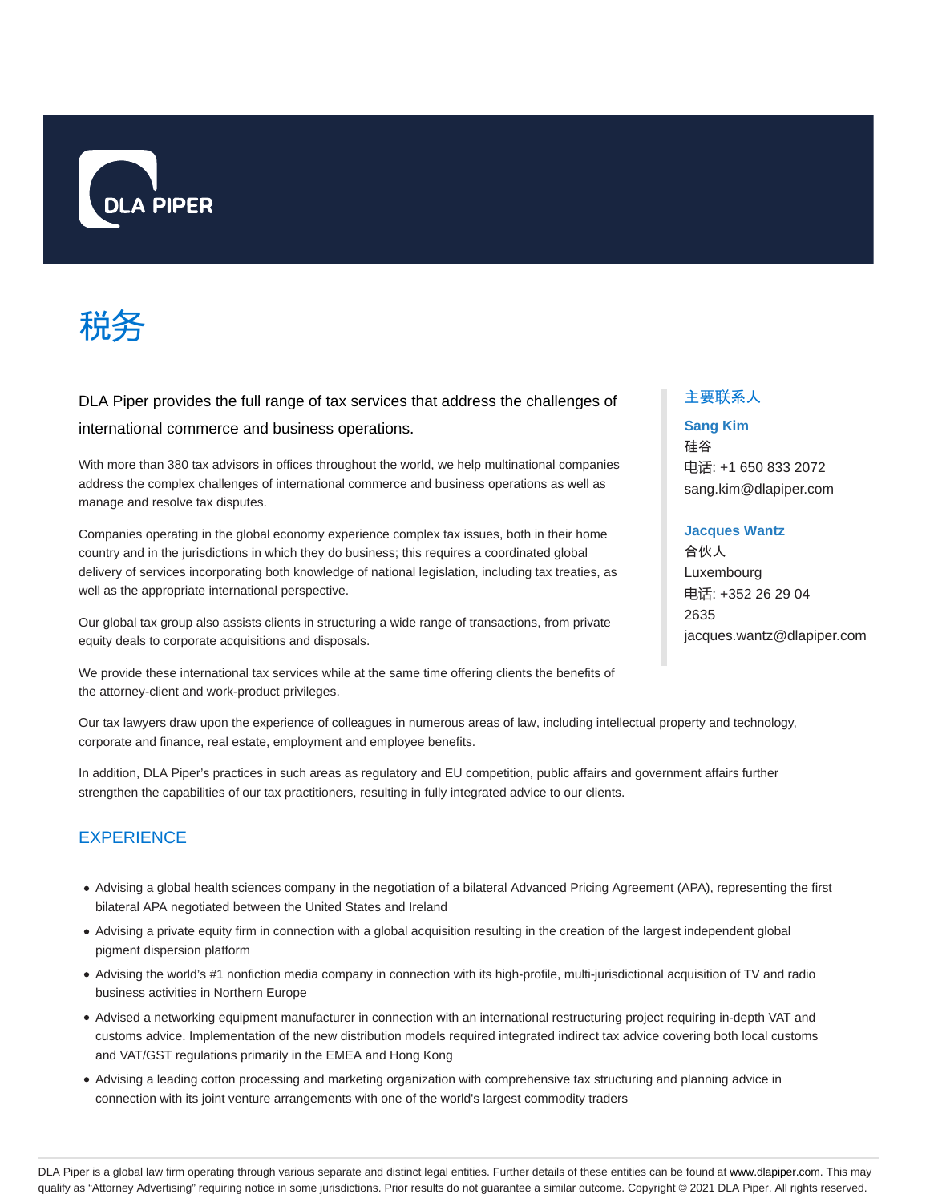DLA PIPER

# 税务

DLA Piper provides the full range of tax services that address the challenges of international commerce and business operations.

With more than 380 tax advisors in offices throughout the world, we help multinational companies address the complex challenges of international commerce and business operations as well as manage and resolve tax disputes.

Companies operating in the global economy experience complex tax issues, both in their home country and in the jurisdictions in which they do business; this requires a coordinated global delivery of services incorporating both knowledge of national legislation, including tax treaties, as well as the appropriate international perspective.

Our global tax group also assists clients in structuring a wide range of transactions, from private equity deals to corporate acquisitions and disposals.

We provide these international tax services while at the same time offering clients the benefits of the attorney-client and work-product privileges.

Our tax lawyers draw upon the experience of colleagues in numerous areas of law, including intellectual property and technology, corporate and finance, real estate, employment and employee benefits.

In addition, DLA Piper's practices in such areas as regulatory and EU competition, public affairs and government affairs further strengthen the capabilities of our tax practitioners, resulting in fully integrated advice to our clients.

### 主要联系人

**Sang Kim**
硅谷
电话: +1 650 833 2072
sang.kim@dlapiper.com

**Jacques Wantz**
合伙人
Luxembourg
电话: +352 26 29 04 2635
jacques.wantz@dlapiper.com

## EXPERIENCE

- Advising a global health sciences company in the negotiation of a bilateral Advanced Pricing Agreement (APA), representing the first bilateral APA negotiated between the United States and Ireland
- Advising a private equity firm in connection with a global acquisition resulting in the creation of the largest independent global pigment dispersion platform
- Advising the world's #1 nonfiction media company in connection with its high-profile, multi-jurisdictional acquisition of TV and radio business activities in Northern Europe
- Advised a networking equipment manufacturer in connection with an international restructuring project requiring in-depth VAT and customs advice. Implementation of the new distribution models required integrated indirect tax advice covering both local customs and VAT/GST regulations primarily in the EMEA and Hong Kong
- Advising a leading cotton processing and marketing organization with comprehensive tax structuring and planning advice in connection with its joint venture arrangements with one of the world's largest commodity traders

DLA Piper is a global law firm operating through various separate and distinct legal entities. Further details of these entities can be found at www.dlapiper.com. This may qualify as "Attorney Advertising" requiring notice in some jurisdictions. Prior results do not guarantee a similar outcome. Copyright © 2021 DLA Piper. All rights reserved.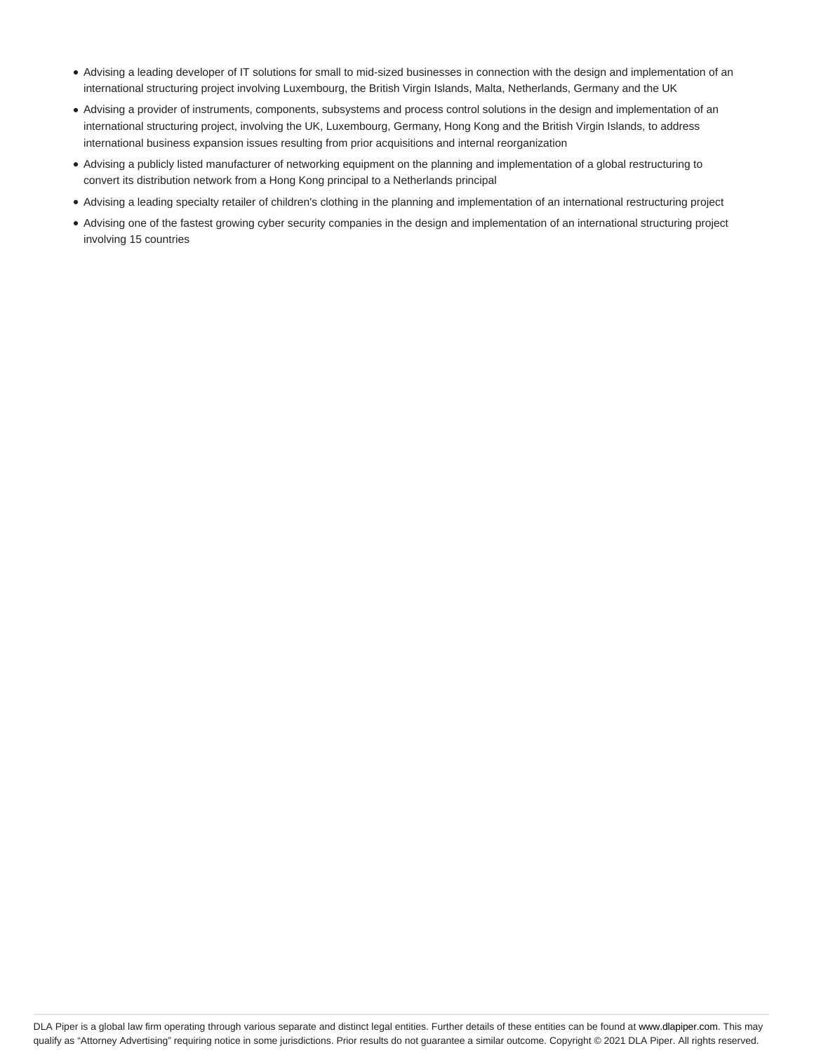- Advising a leading developer of IT solutions for small to mid-sized businesses in connection with the design and implementation of an international structuring project involving Luxembourg, the British Virgin Islands, Malta, Netherlands, Germany and the UK
- Advising a provider of instruments, components, subsystems and process control solutions in the design and implementation of an international structuring project, involving the UK, Luxembourg, Germany, Hong Kong and the British Virgin Islands, to address international business expansion issues resulting from prior acquisitions and internal reorganization
- Advising a publicly listed manufacturer of networking equipment on the planning and implementation of a global restructuring to convert its distribution network from a Hong Kong principal to a Netherlands principal
- Advising a leading specialty retailer of children's clothing in the planning and implementation of an international restructuring project
- Advising one of the fastest growing cyber security companies in the design and implementation of an international structuring project involving 15 countries

DLA Piper is a global law firm operating through various separate and distinct legal entities. Further details of these entities can be found at www.dlapiper.com. This may qualify as "Attorney Advertising" requiring notice in some jurisdictions. Prior results do not guarantee a similar outcome. Copyright © 2021 DLA Piper. All rights reserved.